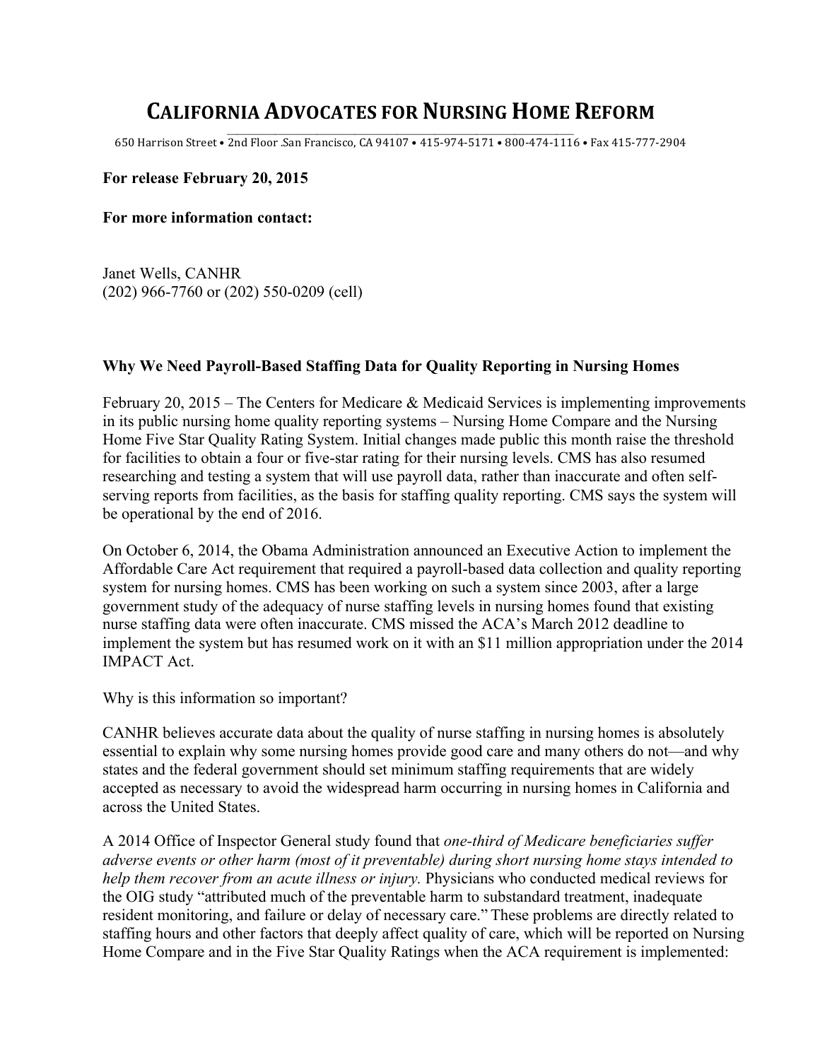# CALIFORNIA ADVOCATES FOR NURSING HOME REFORM

650 Harrison Street • 2nd Floor .San Francisco, CA 94107 • 415-974-5171 • 800-474-1116 • Fax 415-777-2904

**For release February 20, 2015**

**For more information contact:**

Janet Wells, CANHR
(202) 966-7760 or (202) 550-0209 (cell)

**Why We Need Payroll-Based Staffing Data for Quality Reporting in Nursing Homes**

February 20, 2015 – The Centers for Medicare & Medicaid Services is implementing improvements in its public nursing home quality reporting systems – Nursing Home Compare and the Nursing Home Five Star Quality Rating System. Initial changes made public this month raise the threshold for facilities to obtain a four or five-star rating for their nursing levels. CMS has also resumed researching and testing a system that will use payroll data, rather than inaccurate and often self-serving reports from facilities, as the basis for staffing quality reporting. CMS says the system will be operational by the end of 2016.

On October 6, 2014, the Obama Administration announced an Executive Action to implement the Affordable Care Act requirement that required a payroll-based data collection and quality reporting system for nursing homes. CMS has been working on such a system since 2003, after a large government study of the adequacy of nurse staffing levels in nursing homes found that existing nurse staffing data were often inaccurate. CMS missed the ACA's March 2012 deadline to implement the system but has resumed work on it with an $11 million appropriation under the 2014 IMPACT Act.

Why is this information so important?

CANHR believes accurate data about the quality of nurse staffing in nursing homes is absolutely essential to explain why some nursing homes provide good care and many others do not—and why states and the federal government should set minimum staffing requirements that are widely accepted as necessary to avoid the widespread harm occurring in nursing homes in California and across the United States.

A 2014 Office of Inspector General study found that *one-third of Medicare beneficiaries suffer adverse events or other harm (most of it preventable) during short nursing home stays intended to help them recover from an acute illness or injury.* Physicians who conducted medical reviews for the OIG study "attributed much of the preventable harm to substandard treatment, inadequate resident monitoring, and failure or delay of necessary care." These problems are directly related to staffing hours and other factors that deeply affect quality of care, which will be reported on Nursing Home Compare and in the Five Star Quality Ratings when the ACA requirement is implemented: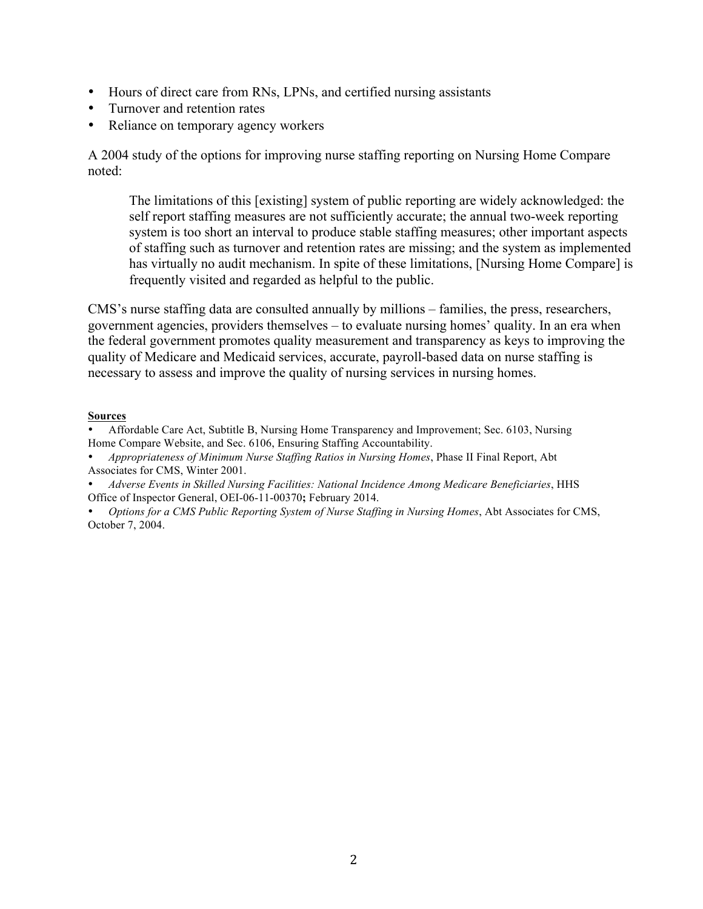- Hours of direct care from RNs, LPNs, and certified nursing assistants
- Turnover and retention rates
- Reliance on temporary agency workers

A 2004 study of the options for improving nurse staffing reporting on Nursing Home Compare noted:

> The limitations of this [existing] system of public reporting are widely acknowledged: the self report staffing measures are not sufficiently accurate; the annual two-week reporting system is too short an interval to produce stable staffing measures; other important aspects of staffing such as turnover and retention rates are missing; and the system as implemented has virtually no audit mechanism. In spite of these limitations, [Nursing Home Compare] is frequently visited and regarded as helpful to the public.

CMS's nurse staffing data are consulted annually by millions – families, the press, researchers, government agencies, providers themselves – to evaluate nursing homes' quality. In an era when the federal government promotes quality measurement and transparency as keys to improving the quality of Medicare and Medicaid services, accurate, payroll-based data on nurse staffing is necessary to assess and improve the quality of nursing services in nursing homes.

**Sources**

- Affordable Care Act, Subtitle B, Nursing Home Transparency and Improvement; Sec. 6103, Nursing Home Compare Website, and Sec. 6106, Ensuring Staffing Accountability.
- *Appropriateness of Minimum Nurse Staffing Ratios in Nursing Homes*, Phase II Final Report, Abt Associates for CMS, Winter 2001.
- *Adverse Events in Skilled Nursing Facilities: National Incidence Among Medicare Beneficiaries*, HHS Office of Inspector General, OEI-06-11-00370**;** February 2014.
- *Options for a CMS Public Reporting System of Nurse Staffing in Nursing Homes*, Abt Associates for CMS, October 7, 2004.